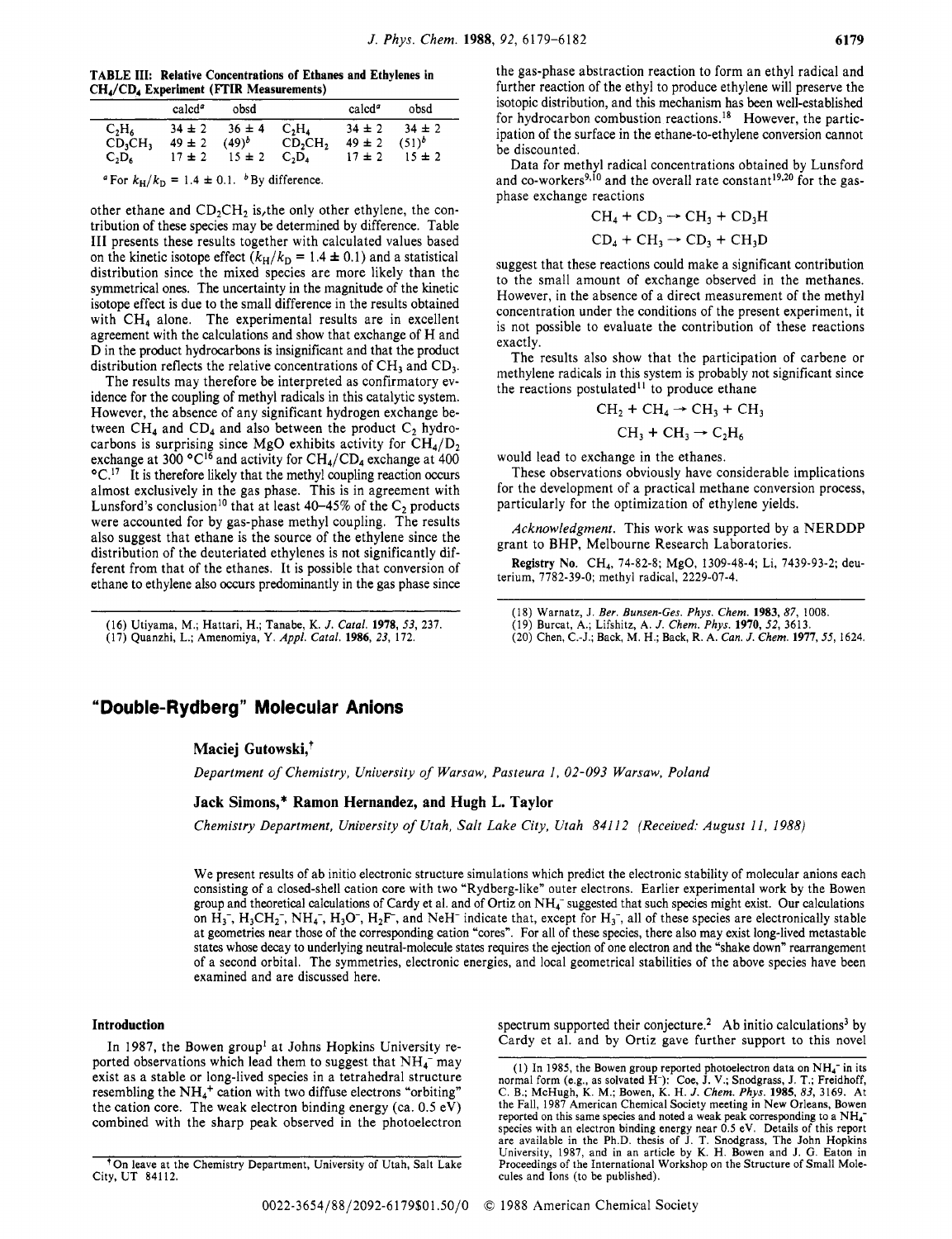TABLE III: Relative Concentrations of Ethanes and Ethylenes in $CH_4/CD_4$ Experiment (FTIR Measurements)

| | calcd[a] | obsd | | calcd[a] | obsd |
|---|---|---|---|---|---|
| $C_2H_6$ | 34 ± 2 | 36 ± 4 | $C_2H_4$ | 34 ± 2 | 34 ± 2 |
| $CD_3CH_3$ | 49 ± 2 | (49)[b] | $CD_2CH_2$ | 49 ± 2 | (51)[b] |
| $C_2D_6$ | 17 ± 2 | 15 ± 2 | $C_2D_4$ | 17 ± 2 | 15 ± 2 |

[a] For $k_H/k_D = 1.4 \pm 0.1$. [b] By difference.

other ethane and $CD_2CH_2$ is the only other ethylene, the contribution of these species may be determined by difference. Table III presents these results together with calculated values based on the kinetic isotope effect ($k_H/k_D = 1.4 \pm 0.1$) and a statistical distribution since the mixed species are more likely than the symmetrical ones. The uncertainty in the magnitude of the kinetic isotope effect is due to the small difference in the results obtained with $CH_4$ alone. The experimental results are in excellent agreement with the calculations and show that exchange of H and D in the product hydrocarbons is insignificant and that the product distribution reflects the relative concentrations of $CH_3$ and $CD_3$.

The results may therefore be interpreted as confirmatory evidence for the coupling of methyl radicals in this catalytic system. However, the absence of any significant hydrogen exchange between $CH_4$ and $CD_4$ and also between the product $C_2$ hydrocarbons is surprising since MgO exhibits activity for $CH_4/D_2$ exchange at 300 °C[16] and activity for $CH_4/CD_4$ exchange at 400 °C.[17] It is therefore likely that the methyl coupling reaction occurs almost exclusively in the gas phase. This is in agreement with Lunsford's conclusion[10] that at least 40–45% of the $C_2$ products were accounted for by gas-phase methyl coupling. The results also suggest that ethane is the source of the ethylene since the distribution of the deuteriated ethylenes is not significantly different from that of the ethanes. It is possible that conversion of ethane to ethylene also occurs predominantly in the gas phase since the gas-phase abstraction reaction to form an ethyl radical and further reaction of the ethyl to produce ethylene will preserve the isotopic distribution, and this mechanism has been well-established for hydrocarbon combustion reactions.[18] However, the participation of the surface in the ethane-to-ethylene conversion cannot be discounted.

Data for methyl radical concentrations obtained by Lunsford and co-workers[9,10] and the overall rate constant[19,20] for the gas-phase exchange reactions

$$CH_4 + CD_3 \rightarrow CH_3 + CD_3H$$

$$CD_4 + CH_3 \rightarrow CD_3 + CH_3D$$

suggest that these reactions could make a significant contribution to the small amount of exchange observed in the methanes. However, in the absence of a direct measurement of the methyl concentration under the conditions of the present experiment, it is not possible to evaluate the contribution of these reactions exactly.

The results also show that the participation of carbene or methylene radicals in this system is probably not significant since the reactions postulated[11] to produce ethane

$$CH_2 + CH_4 \rightarrow CH_3 + CH_3$$

$$CH_3 + CH_3 \rightarrow C_2H_6$$

would lead to exchange in the ethanes.

These observations obviously have considerable implications for the development of a practical methane conversion process, particularly for the optimization of ethylene yields.

*Acknowledgment.* This work was supported by a NERDDP grant to BHP, Melbourne Research Laboratories.

**Registry No.** $CH_4$, 74-82-8; MgO, 1309-48-4; Li, 7439-93-2; deuterium, 7782-39-0; methyl radical, 2229-07-4.

(16) Utiyama, M.; Hattari, H.; Tanabe, K. *J. Catal.* **1978**, *53*, 237.
(17) Quanzhi, L.; Amenomiya, Y. *Appl. Catal.* **1986**, *23*, 172.
(18) Warnatz, J. *Ber. Bunsen-Ges. Phys. Chem.* **1983**, *87*, 1008.
(19) Burcat, A.; Lifshitz, A. *J. Chem. Phys.* **1970**, *52*, 3613.
(20) Chen, C.-J.; Back, M. H.; Back, R. A. *Can. J. Chem.* **1977**, *55*, 1624.

# "Double-Rydberg" Molecular Anions

**Maciej Gutowski,†**

*Department of Chemistry, University of Warsaw, Pasteura 1, 02-093 Warsaw, Poland*

**Jack Simons,* Ramon Hernandez, and Hugh L. Taylor**

*Chemistry Department, University of Utah, Salt Lake City, Utah 84112 (Received: August 11, 1988)*

We present results of ab initio electronic structure simulations which predict the electronic stability of molecular anions each consisting of a closed-shell cation core with two "Rydberg-like" outer electrons. Earlier experimental work by the Bowen group and theoretical calculations of Cardy et al. and of Ortiz on $NH_4^-$ suggested that such species might exist. Our calculations on $H_3^-$, $H_3CH_2^-$, $NH_4^-$, $H_3O^-$, $H_2F^-$, and $NeH^-$ indicate that, except for $H_3^-$, all of these species are electronically stable at geometries near those of the corresponding cation "cores". For all of these species, there also may exist long-lived metastable states whose decay to underlying neutral-molecule states requires the ejection of one electron and the "shake down" rearrangement of a second orbital. The symmetries, electronic energies, and local geometrical stabilities of the above species have been examined and are discussed here.

## Introduction

In 1987, the Bowen group[1] at Johns Hopkins University reported observations which lead them to suggest that $NH_4^-$ may exist as a stable or long-lived species in a tetrahedral structure resembling the $NH_4^+$ cation with two diffuse electrons "orbiting" the cation core. The weak electron binding energy (ca. 0.5 eV) combined with the sharp peak observed in the photoelectron spectrum supported their conjecture.[2] Ab initio calculations[3] by Cardy et al. and by Ortiz gave further support to this novel

† On leave at the Chemistry Department, University of Utah, Salt Lake City, UT 84112.

(1) In 1985, the Bowen group reported photoelectron data on $NH_4^-$ in its normal form (e.g., as solvated $H^-$): Coe, J. V.; Snodgrass, J. T.; Freidhoff, C. B.; McHugh, K. M.; Bowen, K. H. *J. Chem. Phys.* **1985**, *83*, 3169. At the Fall, 1987 American Chemical Society meeting in New Orleans, Bowen reported on this same species and noted a weak peak corresponding to a $NH_4^-$ species with an electron binding energy near 0.5 eV. Details of this report are available in the Ph.D. thesis of J. T. Snodgrass, The John Hopkins University, 1987, and in an article by K. H. Bowen and J. G. Eaton in Proceedings of the International Workshop on the Structure of Small Molecules and Ions (to be published).

0022-3654/88/2092-6179$01.50/0 © 1988 American Chemical Society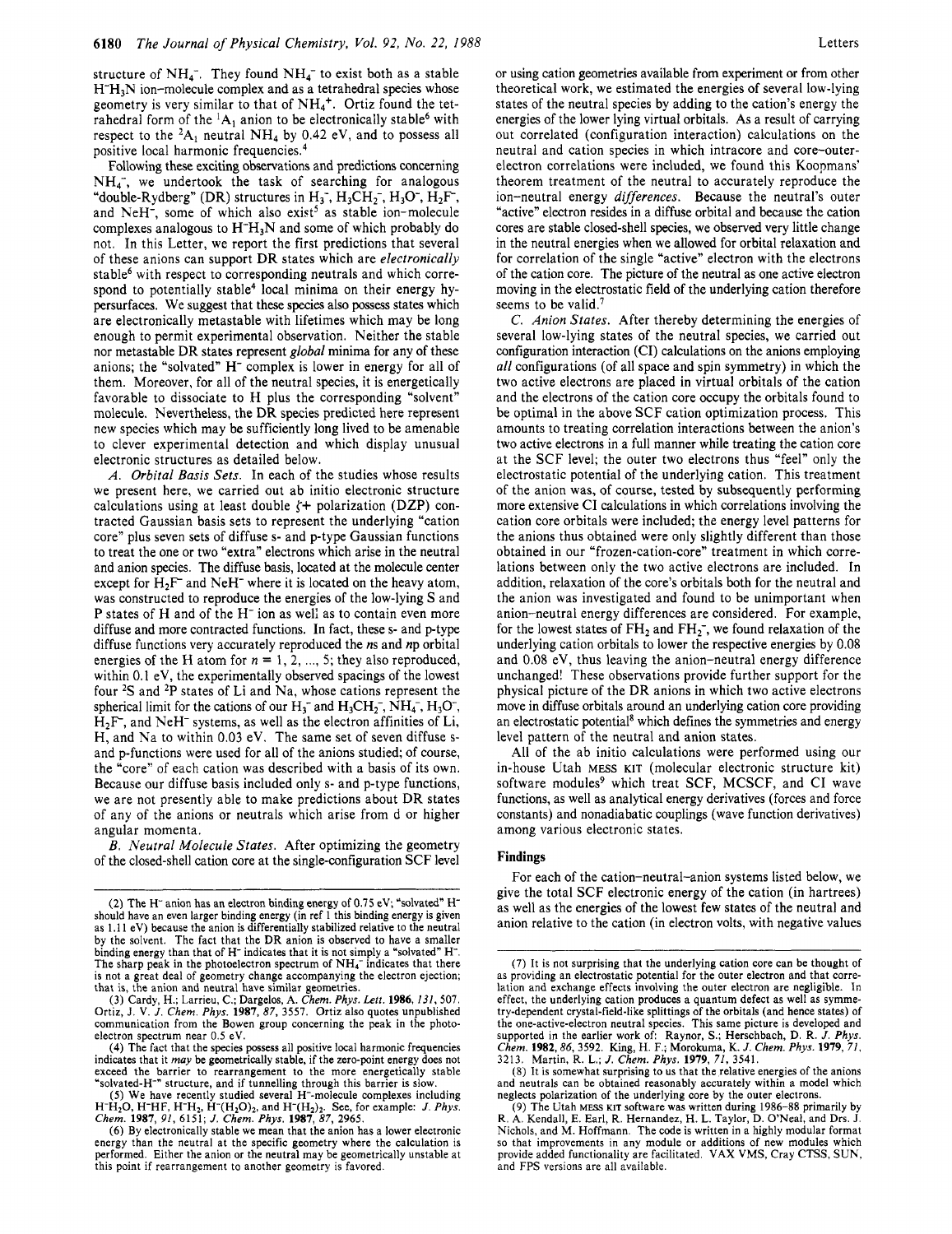structure of $NH_4^-$. They found $NH_4^-$ to exist both as a stable $H^-H_3N$ ion–molecule complex and as a tetrahedral species whose geometry is very similar to that of $NH_4^+$. Ortiz found the tetrahedral form of the $^1A_1$ anion to be electronically stable[6] with respect to the $^2A_1$ neutral $NH_4$ by 0.42 eV, and to possess all positive local harmonic frequencies.[4]

Following these exciting observations and predictions concerning $NH_4^-$, we undertook the task of searching for analogous "double-Rydberg" (DR) structures in $H_3^-$, $H_3CH_2^-$, $H_3O^-$, $H_2F^-$, and $NeH^-$, some of which also exist[5] as stable ion–molecule complexes analogous to $H^-H_3N$ and some of which probably do not. In this Letter, we report the first predictions that several of these anions can support DR states which are *electronically* stable[6] with respect to corresponding neutrals and which correspond to potentially stable[4] local minima on their energy hypersurfaces. We suggest that these species also possess states which are electronically metastable with lifetimes which may be long enough to permit experimental observation. Neither the stable nor metastable DR states represent *global* minima for any of these anions; the "solvated" $H^-$ complex is lower in energy for all of them. Moreover, for all of the neutral species, it is energetically favorable to dissociate to H plus the corresponding "solvent" molecule. Nevertheless, the DR species predicted here represent new species which may be sufficiently long lived to be amenable to clever experimental detection and which display unusual electronic structures as detailed below.

*A. Orbital Basis Sets.* In each of the studies whose results we present here, we carried out ab initio electronic structure calculations using at least double $\zeta$+ polarization (DZP) contracted Gaussian basis sets to represent the underlying "cation core" plus seven sets of diffuse s- and p-type Gaussian functions to treat the one or two "extra" electrons which arise in the neutral and anion species. The diffuse basis, located at the molecule center except for $H_2F^-$ and $NeH^-$ where it is located on the heavy atom, was constructed to reproduce the energies of the low-lying S and P states of H and of the $H^-$ ion as well as to contain even more diffuse and more contracted functions. In fact, these s- and p-type diffuse functions very accurately reproduced the *n*s and *n*p orbital energies of the H atom for $n = 1, 2, ..., 5$; they also reproduced, within 0.1 eV, the experimentally observed spacings of the lowest four $^2S$ and $^2P$ states of Li and Na, whose cations represent the spherical limit for the cations of our $H_3^-$ and $H_3CH_2^-$, $NH_4^-$, $H_3O^-$, $H_2F^-$, and $NeH^-$ systems, as well as the electron affinities of Li, H, and Na to within 0.03 eV. The same set of seven diffuse s- and p-functions were used for all of the anions studied; of course, the "core" of each cation was described with a basis of its own. Because our diffuse basis included only s- and p-type functions, we are not presently able to make predictions about DR states of any of the anions or neutrals which arise from d or higher angular momenta.

*B. Neutral Molecule States.* After optimizing the geometry of the closed-shell cation core at the single-configuration SCF level or using cation geometries available from experiment or from other theoretical work, we estimated the energies of several low-lying states of the neutral species by adding to the cation's energy the energies of the lower lying virtual orbitals. As a result of carrying out correlated (configuration interaction) calculations on the neutral and cation species in which intracore and core–outer-electron correlations were included, we found this Koopmans' theorem treatment of the neutral to accurately reproduce the ion–neutral energy *differences*. Because the neutral's outer "active" electron resides in a diffuse orbital and because the cation cores are stable closed-shell species, we observed very little change in the neutral energies when we allowed for orbital relaxation and for correlation of the single "active" electron with the electrons of the cation core. The picture of the neutral as one active electron moving in the electrostatic field of the underlying cation therefore seems to be valid.[7]

*C. Anion States.* After thereby determining the energies of several low-lying states of the neutral species, we carried out configuration interaction (CI) calculations on the anions employing *all* configurations (of all space and spin symmetry) in which the two active electrons are placed in virtual orbitals of the cation and the electrons of the cation core occupy the orbitals found to be optimal in the above SCF cation optimization process. This amounts to treating correlation interactions between the anion's two active electrons in a full manner while treating the cation core at the SCF level; the outer two electrons thus "feel" only the electrostatic potential of the underlying cation. This treatment of the anion was, of course, tested by subsequently performing more extensive CI calculations in which correlations involving the cation core orbitals were included; the energy level patterns for the anions thus obtained were only slightly different than those obtained in our "frozen-cation-core" treatment in which correlations between only the two active electrons are included. In addition, relaxation of the core's orbitals both for the neutral and the anion was investigated and found to be unimportant when anion–neutral energy differences are considered. For example, for the lowest states of $FH_2$ and $FH_2^-$, we found relaxation of the underlying cation orbitals to lower the respective energies by 0.08 and 0.08 eV, thus leaving the anion–neutral energy difference unchanged! These observations provide further support for the physical picture of the DR anions in which two active electrons move in diffuse orbitals around an underlying cation core providing an electrostatic potential[8] which defines the symmetries and energy level pattern of the neutral and anion states.

All of the ab initio calculations were performed using our in-house Utah MESS KIT (molecular electronic structure kit) software modules[9] which treat SCF, MCSCF, and CI wave functions, as well as analytical energy derivatives (forces and force constants) and nonadiabatic couplings (wave function derivatives) among various electronic states.

## Findings

For each of the cation–neutral–anion systems listed below, we give the total SCF electronic energy of the cation (in hartrees) as well as the energies of the lowest few states of the neutral and anion relative to the cation (in electron volts, with negative values

---

(2) The $H^-$ anion has an electron binding energy of 0.75 eV; "solvated" $H^-$ should have an even larger binding energy (in ref 1 this binding energy is given as 1.11 eV) because the anion is differentially stabilized relative to the neutral by the solvent. The fact that the DR anion is observed to have a smaller binding energy than that of $H^-$ indicates that it is not simply a "solvated" $H^-$. The sharp peak in the photoelectron spectrum of $NH_4^-$ indicates that there is not a great deal of geometry change accompanying the electron ejection; that is, the anion and neutral have similar geometries.

(3) Cardy, H.; Larrieu, C.; Dargelos, A. *Chem. Phys. Lett.* **1986**, *131*, 507. Ortiz, J. V. *J. Chem. Phys.* **1987**, *87*, 3557. Ortiz also quotes unpublished communication from the Bowen group concerning the peak in the photoelectron spectrum near 0.5 eV.

(4) The fact that the species possess all positive local harmonic frequencies indicates that it *may* be geometrically stable, if the zero-point energy does not exceed the barrier to rearrangement to the more energetically stable "solvated-$H^-$" structure, and if tunnelling through this barrier is slow.

(5) We have recently studied several $H^-$-molecule complexes including $H^-H_2O$, $H^-HF$, $H^-H_2$, $H^-(H_2O)_2$, and $H^-(H_2)_2$. See, for example: *J. Phys. Chem.* **1987**, *91*, 6151; *J. Chem. Phys.* **1987**, *87*, 2965.

(6) By electronically stable we mean that the anion has a lower electronic energy than the neutral at the specific geometry where the calculation is performed. Either the anion or the neutral may be geometrically unstable at this point if rearrangement to another geometry is favored.

(7) It is not surprising that the underlying cation core can be thought of as providing an electrostatic potential for the outer electron and that correlation and exchange effects involving the outer electron are negligible. In effect, the underlying cation produces a quantum defect as well as symmetry-dependent crystal-field-like splittings of the orbitals (and hence states) of the one-active-electron neutral species. This same picture is developed and supported in the earlier work of: Raynor, S.; Herschbach, D. R. *J. Phys. Chem.* **1982**, *86*, 3592. King, H. F.; Morokuma, K. *J. Chem. Phys.* **1979**, *71*, 3213. Martin, R. L.; *J. Chem. Phys.* **1979**, *71*, 3541.

(8) It is somewhat surprising to us that the relative energies of the anions and neutrals can be obtained reasonably accurately within a model which neglects polarization of the underlying core by the outer electrons.

(9) The Utah MESS KIT software was written during 1986–88 primarily by R. A. Kendall, E. Earl, R. Hernandez, H. L. Taylor, D. O'Neal, and Drs. J. Nichols, and M. Hoffmann. The code is written in a highly modular format so that improvements in any module or additions of new modules which provide added functionality are facilitated. VAX VMS, Cray CTSS, SUN, and FPS versions are all available.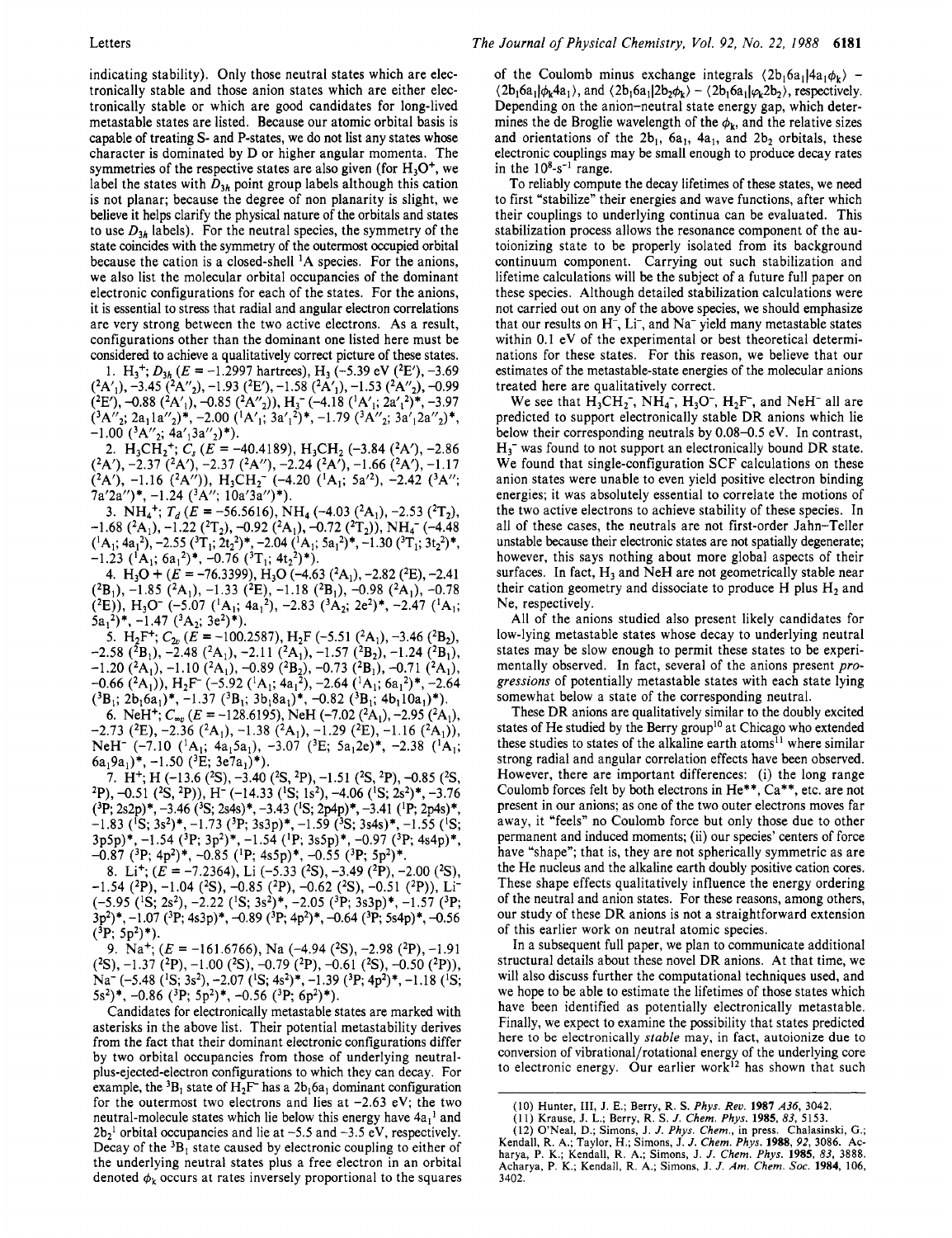indicating stability). Only those neutral states which are electronically stable and those anion states which are either electronically stable or which are good candidates for long-lived metastable states are listed. Because our atomic orbital basis is capable of treating S- and P-states, we do not list any states whose character is dominated by D or higher angular momenta. The symmetries of the respective states are also given (for $H_3O^+$, we label the states with $D_{3h}$ point group labels although this cation is not planar; because the degree of non planarity is slight, we believe it helps clarify the physical nature of the orbitals and states to use $D_{3h}$ labels). For the neutral species, the symmetry of the state coincides with the symmetry of the outermost occupied orbital because the cation is a closed-shell $^1A$ species. For the anions, we also list the molecular orbital occupancies of the dominant electronic configurations for each of the states. For the anions, it is essential to stress that radial and angular electron correlations are very strong between the two active electrons. As a result, configurations other than the dominant one listed here must be considered to achieve a qualitatively correct picture of these states.

1. $H_3^+$; $D_{3h}$ ($E$ = −1.2997 hartrees), $H_3$ (−5.39 eV ($^2E'$), −3.69 ($^2A'_1$), −3.45 ($^2A''_2$), −1.93 ($^2E'$), −1.58 ($^2A'_1$), −1.53 ($^2A''_2$), −0.99 ($^2E'$), −0.88 ($^2A'_1$), −0.85 ($^2A''_2$)), $H_3^-$ (−4.18 ($^1A'_1$; $2a'_1{}^2$)*, −3.97 ($^3A''_2$; $2a_1 1a''_2$)*, −2.00 ($^1A'_1$; $3a'_1{}^2$)*, −1.79 ($^3A''_2$; $3a'_1 2a''_2$)*, −1.00 ($^3A''_2$; $4a'_1 3a''_2$)*).

2. $H_3CH_2^+$; $C_s$ ($E$ = −40.4189), $H_3CH_2$ (−3.84 ($^2A'$), −2.86 ($^2A'$), −2.37 ($^2A''$), −2.37 ($^2A''$), −2.24 ($^2A'$), −1.66 ($^2A'$), −1.17 ($^2A'$), −1.16 ($^2A''$)), $H_3CH_2^-$ (−4.20 ($^1A_1$; $5a'^2$), −2.42 ($^3A''$; $7a'2a''$)*, −1.24 ($^3A''$; $10a'3a''$)*).

3. $NH_4^+$; $T_d$ ($E$ = −56.5616), $NH_4$ (−4.03 ($^2A_1$), −2.53 ($^2T_2$), −1.68 ($^2A_1$), −1.22 ($^2T_2$), −0.92 ($^2A_1$), −0.72 ($^2T_2$)), $NH_4^-$ (−4.48 ($^1A_1$; $4a_1{}^2$), −2.55 ($^3T_1$; $2t_2{}^2$)*, −2.04 ($^1A_1$; $5a_1{}^2$)*, −1.30 ($^3T_1$; $3t_2{}^2$)*, −1.23 ($^1A_1$; $6a_1{}^2$)*, −0.76 ($^3T_1$; $4t_2{}^2$)*).

4. $H_3O^+$ ($E$ = −76.3399), $H_3O$ (−4.63 ($^2A_1$), −2.82 ($^2E$), −2.41 ($^2B_1$), −1.85 ($^2A_1$), −1.33 ($^2E$), −1.18 ($^2B_1$), −0.98 ($^2A_1$), −0.78 ($^2E$)), $H_3O^-$ (−5.07 ($^1A_1$; $4a_1{}^2$), −2.83 ($^3A_2$; $2e^2$)*, −2.47 ($^1A_1$; $5a_1{}^2$)*, −1.47 ($^3A_2$; $3e^2$)*).

5. $H_2F^+$; $C_{2v}$ ($E$ = −100.2587), $H_2F$ (−5.51 ($^2A_1$), −3.46 ($^2B_2$), −2.58 ($^2B_1$), −2.48 ($^2A_1$), −2.11 ($^2A_1$), −1.57 ($^2B_2$), −1.24 ($^2B_1$), −1.20 ($^2A_1$), −1.10 ($^2A_1$), −0.89 ($^2B_2$), −0.73 ($^2B_1$), −0.71 ($^2A_1$), −0.66 ($^2A_1$)), $H_2F^-$ (−5.92 ($^1A_1$; $4a_1{}^2$), −2.64 ($^1A_1$; $6a_1{}^2$)*, −2.64 ($^3B_1$; $2b_1 6a_1$)*, −1.37 ($^3B_1$; $3b_1 8a_1$)*, −0.82 ($^3B_1$; $4b_1 10a_1$)*).

6. $NeH^+$; $C_{\infty v}$ ($E$ = −128.6195), NeH (−7.02 ($^2A_1$), −2.95 ($^2A_1$), −2.73 ($^2E$), −2.36 ($^2A_1$), −1.38 ($^2A_1$), −1.29 ($^2E$), −1.16 ($^2A_1$)), $NeH^-$ (−7.10 ($^1A_1$; $4a_1 5a_1$), −3.07 ($^3E$; $5a_1 2e$)*, −2.38 ($^1A_1$; $6a_1 9a_1$)*, −1.50 ($^3E$; $3e7a_1$)*).

7. $H^+$; H (−13.6 ($^2S$), −3.40 ($^2S$, $^2P$), −1.51 ($^2S$, $^2P$), −0.85 ($^2S$, $^2P$), −0.51 ($^2S$, $^2P$)), $H^-$ (−14.33 ($^1S$; $1s^2$), −4.06 ($^1S$; $2s^2$)*, −3.76 ($^3P$; 2s2p)*, −3.46 ($^3S$; 2s4s)*, −3.43 ($^1S$; 2p4p)*, −3.41 ($^1P$; 2p4s)*, −1.83 ($^1S$; $3s^2$)*, −1.73 ($^3P$; 3s3p)*, −1.59 ($^3S$; 3s4s)*, −1.55 ($^1S$; 3p5p)*, −1.54 ($^3P$; $3p^2$)*, −1.54 ($^1P$; 3s5p)*, −0.97 ($^3P$; 4s4p)*, −0.87 ($^3P$; $4p^2$)*, −0.85 ($^1P$; 4s5p)*, −0.55 ($^3P$; $5p^2$)*.

8. $Li^+$; ($E$ = −7.2364), Li (−5.33 ($^2S$), −3.49 ($^2P$), −2.00 ($^2S$), −1.54 ($^2P$), −1.04 ($^2S$), −0.85 ($^2P$), −0.62 ($^2S$), −0.51 ($^2P$)), $Li^-$ (−5.95 ($^1S$; $2s^2$), −2.22 ($^1S$; $3s^2$)*, −2.05 ($^3P$; 3s3p)*, −1.57 ($^3P$; $3p^2$)*, −1.07 ($^3P$; 4s3p)*, −0.89 ($^3P$; $4p^2$)*, −0.64 ($^3P$; 5s4p)*, −0.56 ($^3P$; $5p^2$)*).

9. $Na^+$; ($E$ = −161.6766), Na (−4.94 ($^2S$), −2.98 ($^2P$), −1.91 ($^2S$), −1.37 ($^2P$), −1.00 ($^2S$), −0.79 ($^2P$), −0.61 ($^2S$), −0.50 ($^2P$)), $Na^-$ (−5.48 ($^1S$; $3s^2$), −2.07 ($^1S$; $4s^2$)*, −1.39 ($^3P$; $4p^2$)*, −1.18 ($^1S$; $5s^2$)*, −0.86 ($^3P$; $5p^2$)*, −0.56 ($^3P$; $6p^2$)*).

Candidates for electronically metastable states are marked with asterisks in the above list. Their potential metastability derives from the fact that their dominant electronic configurations differ by two orbital occupancies from those of underlying neutral-plus-ejected-electron configurations to which they can decay. For example, the $^3B_1$ state of $H_2F^-$ has a $2b_1 6a_1$ dominant configuration for the outermost two electrons and lies at −2.63 eV; the two neutral-molecule states which lie below this energy have $4a_1{}^1$ and $2b_2{}^1$ orbital occupancies and lie at −5.5 and −3.5 eV, respectively. Decay of the $^3B_1$ state caused by electronic coupling to either of the underlying neutral states plus a free electron in an orbital denoted $\phi_k$ occurs at rates inversely proportional to the squares of the Coulomb minus exchange integrals $\langle 2b_1 6a_1 | 4a_1 \phi_k \rangle - \langle 2b_1 6a_1 | \phi_k 4a_1 \rangle$, and $\langle 2b_1 6a_1 | 2b_2 \phi_k \rangle - \langle 2b_1 6a_1 | \varphi_k 2b_2 \rangle$, respectively. Depending on the anion–neutral state energy gap, which determines the de Broglie wavelength of the $\phi_k$, and the relative sizes and orientations of the $2b_1$, $6a_1$, $4a_1$, and $2b_2$ orbitals, these electronic couplings may be small enough to produce decay rates in the $10^8$-$s^{-1}$ range.

To reliably compute the decay lifetimes of these states, we need to first "stabilize" their energies and wave functions, after which their couplings to underlying continua can be evaluated. This stabilization process allows the resonance component of the autoionizing state to be properly isolated from its background continuum component. Carrying out such stabilization and lifetime calculations will be the subject of a future full paper on these species. Although detailed stabilization calculations were not carried out on any of the above species, we should emphasize that our results on $H^-$, $Li^-$, and $Na^-$ yield many metastable states within 0.1 eV of the experimental or best theoretical determinations for these states. For this reason, we believe that our estimates of the metastable-state energies of the molecular anions treated here are qualitatively correct.

We see that $H_3CH_2^-$, $NH_4^-$, $H_3O^-$, $H_2F^-$, and $NeH^-$ all are predicted to support electronically stable DR anions which lie below their corresponding neutrals by 0.08–0.5 eV. In contrast, $H_3^-$ was found to not support an electronically bound DR state. We found that single-configuration SCF calculations on these anion states were unable to even yield positive electron binding energies; it was absolutely essential to correlate the motions of the two active electrons to achieve stability of these species. In all of these cases, the neutrals are not first-order Jahn–Teller unstable because their electronic states are not spatially degenerate; however, this says nothing about more global aspects of their surfaces. In fact, $H_3$ and NeH are not geometrically stable near their cation geometry and dissociate to produce H plus $H_2$ and Ne, respectively.

All of the anions studied also present likely candidates for low-lying metastable states whose decay to underlying neutral states may be slow enough to permit these states to be experimentally observed. In fact, several of the anions present *progressions* of potentially metastable states with each state lying somewhat below a state of the corresponding neutral.

These DR anions are qualitatively similar to the doubly excited states of He studied by the Berry group[10] at Chicago who extended these studies to states of the alkaline earth atoms[11] where similar strong radial and angular correlation effects have been observed. However, there are important differences: (i) the long range Coulomb forces felt by both electrons in He**, Ca**, etc. are not present in our anions; as one of the two outer electrons moves far away, it "feels" no Coulomb force but only those due to other permanent and induced moments; (ii) our species' centers of force have "shape"; that is, they are not spherically symmetric as are the He nucleus and the alkaline earth doubly positive cation cores. These shape effects qualitatively influence the energy ordering of the neutral and anion states. For these reasons, among others, our study of these DR anions is not a straightforward extension of this earlier work on neutral atomic species.

In a subsequent full paper, we plan to communicate additional structural details about these novel DR anions. At that time, we will also discuss further the computational techniques used, and we hope to be able to estimate the lifetimes of those states which have been identified as potentially electronically metastable. Finally, we expect to examine the possibility that states predicted here to be electronically *stable* may, in fact, autoionize due to conversion of vibrational/rotational energy of the underlying core to electronic energy. Our earlier work[12] has shown that such

(10) Hunter, III, J. E.; Berry, R. S. *Phys. Rev.* **1987** *A36*, 3042.

(11) Krause, J. L.; Berry, R. S. *J. Chem. Phys.* **1985**, *83*, 5153.

(12) O'Neal, D.; Simons, J. *J. Phys. Chem.*, in press. Chalasinski, G.; Kendall, R. A.; Taylor, H.; Simons, J. *J. Phys. Chem.* **1988**, *92*, 3086. Acharya, P. K.; Kendall, R. A.; Simons, J. *J. Chem. Phys.* **1985**, *83*, 3888. Acharya, P. K.; Kendall, R. A.; Simons, J. *J. Am. Chem. Soc.* **1984**, 106, 3402.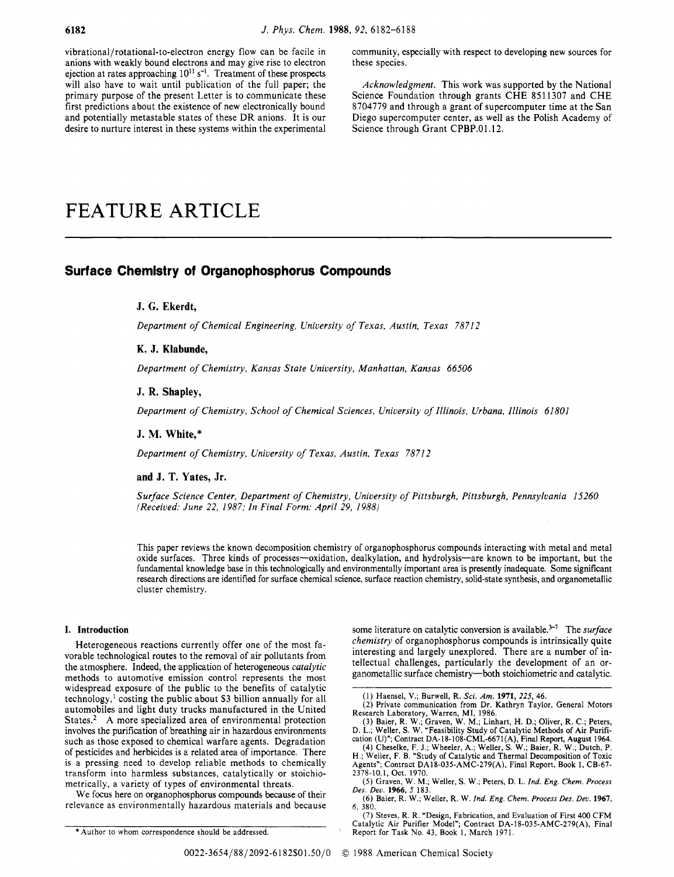vibrational/rotational-to-electron energy flow can be facile in anions with weakly bound electrons and may give rise to electron ejection at rates approaching $10^{11}$ s$^{-1}$. Treatment of these prospects will also have to wait until publication of the full paper; the primary purpose of the present Letter is to communicate these first predictions about the existence of new electronically bound and potentially metastable states of these DR anions. It is our desire to nurture interest in these systems within the experimental community, especially with respect to developing new sources for these species.

*Acknowledgment.* This work was supported by the National Science Foundation through grants CHE 8511307 and CHE 8704779 and through a grant of supercomputer time at the San Diego supercomputer center, as well as the Polish Academy of Science through Grant CPBP.01.12.

# FEATURE ARTICLE

## Surface Chemistry of Organophosphorus Compounds

**J. G. Ekerdt,**

*Department of Chemical Engineering, University of Texas, Austin, Texas 78712*

**K. J. Klabunde,**

*Department of Chemistry, Kansas State University, Manhattan, Kansas 66506*

**J. R. Shapley,**

*Department of Chemistry, School of Chemical Sciences, University of Illinois, Urbana, Illinois 61801*

**J. M. White,***

*Department of Chemistry, University of Texas, Austin, Texas 78712*

**and J. T. Yates, Jr.**

*Surface Science Center, Department of Chemistry, University of Pittsburgh, Pittsburgh, Pennsylvania 15260 (Received: June 22, 1987; In Final Form: April 29, 1988)*

This paper reviews the known decomposition chemistry of organophosphorus compounds interacting with metal and metal oxide surfaces. Three kinds of processes—oxidation, dealkylation, and hydrolysis—are known to be important, but the fundamental knowledge base in this technologically and environmentally important area is presently inadequate. Some significant research directions are identified for surface chemical science, surface reaction chemistry, solid-state synthesis, and organometallic cluster chemistry.

### I. Introduction

Heterogeneous reactions currently offer one of the most favorable technological routes to the removal of air pollutants from the atmosphere. Indeed, the application of heterogeneous *catalytic* methods to automotive emission control represents the most widespread exposure of the public to the benefits of catalytic technology,[1] costing the public about \$3 billion annually for all automobiles and light duty trucks manufactured in the United States.[2] A more specialized area of environmental protection involves the purification of breathing air in hazardous environments such as those exposed to chemical warfare agents. Degradation of pesticides and herbicides is a related area of importance. There is a pressing need to develop reliable methods to chemically transform into harmless substances, catalytically or stoichiometrically, a variety of types of environmental threats.

We focus here on organophosphorus compounds because of their relevance as environmentally hazardous materials and because some literature on catalytic conversion is available.[3-7] The *surface chemistry* of organophosphorus compounds is intrinsically quite interesting and largely unexplored. There are a number of intellectual challenges, particularly the development of an organometallic surface chemistry—both stoichiometric and catalytic.

(1) Haensel, V.; Burwell, R. *Sci. Am.* **1971**, *225*, 46.
(2) Private communication from Dr. Kathryn Taylor, General Motors Research Laboratory, Warren, MI, 1986.
(3) Baier, R. W.; Graven, W. M.; Linhart, H. D.; Oliver, R. C.; Peters, D. L.; Weller, S. W. "Feasibility Study of Catalytic Methods of Air Purification (U)"; Contract DA-18-108-CML-6671(A), Final Report, August 1964.
(4) Cheselke, F. J.; Wheeler, A.; Weller, S. W.; Baier, R. W.; Dutch, P. H.; Weiler, F. B. "Study of Catalytic and Thermal Decomposition of Toxic Agents"; Contract DA18-035-AMC-279(A), Final Report, Book 1, CB-67-2378-10.1, Oct. 1970.
(5) Graven, W. M.; Weller, S. W.; Peters, D. L. *Ind. Eng. Chem. Process Des. Dev.* **1966**, *5* 183.
(6) Baier, R. W.; Weller, R. W. *Ind. Eng. Chem. Process Des. Dev.* **1967**, *6*, 380.
(7) Steves, R. R. "Design, Fabrication, and Evaluation of First 400 CFM Catalytic Air Purifier Model"; Contract DA-18-035-AMC-279(A), Final Report for Task No. 43, Book 1, March 1971.

\* Author to whom correspondence should be addressed.